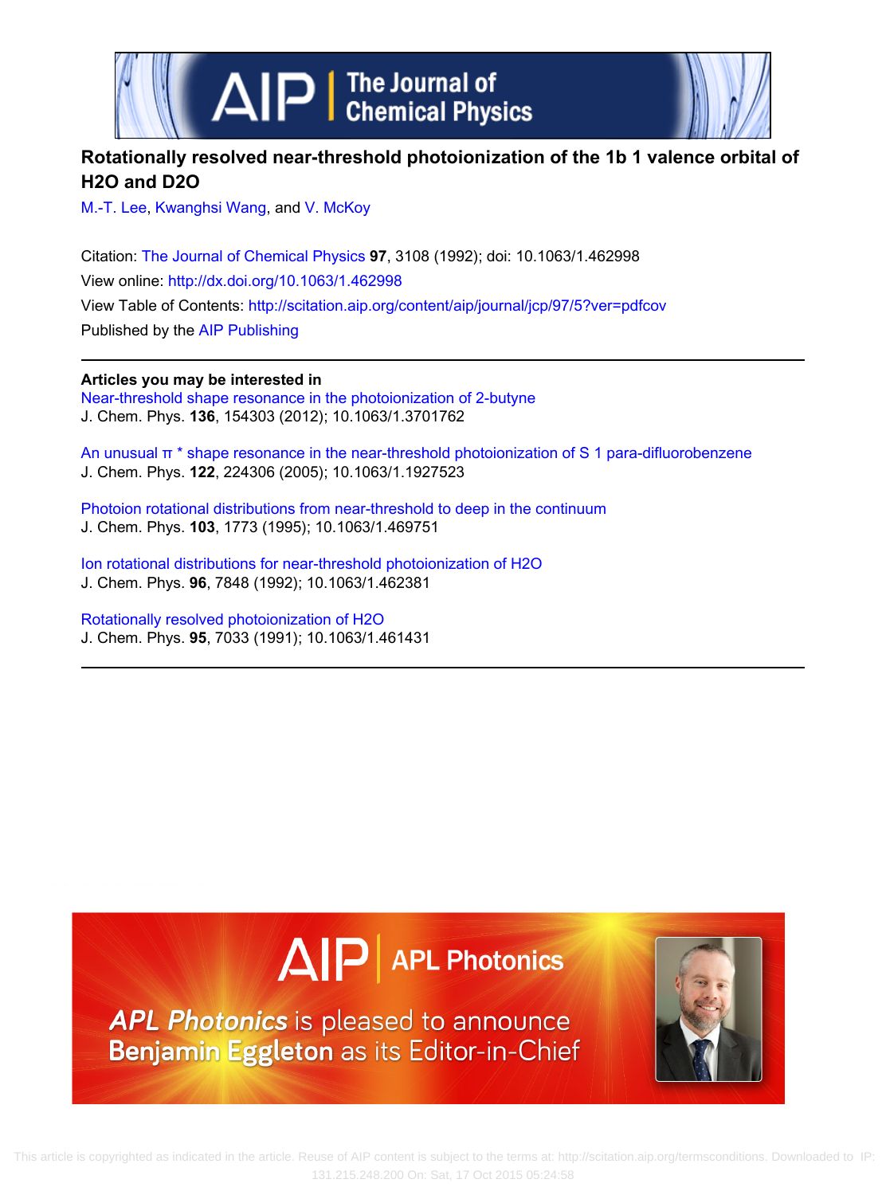# Rotationally resolved near-threshold photoionization of the 1b 1 valence orbital of H2O and D2O

M.-T. Lee, Kwanghsi Wang, and V. McKoy

Citation: The Journal of Chemical Physics **97**, 3108 (1992); doi: 10.1063/1.462998

View online: http://dx.doi.org/10.1063/1.462998

View Table of Contents: http://scitation.aip.org/content/aip/journal/jcp/97/5?ver=pdfcov

Published by the AIP Publishing

**Articles you may be interested in**

Near-threshold shape resonance in the photoionization of 2-butyne
J. Chem. Phys. **136**, 154303 (2012); 10.1063/1.3701762

An unusual π * shape resonance in the near-threshold photoionization of S 1 para-difluorobenzene
J. Chem. Phys. **122**, 224306 (2005); 10.1063/1.1927523

Photoion rotational distributions from near-threshold to deep in the continuum
J. Chem. Phys. **103**, 1773 (1995); 10.1063/1.469751

Ion rotational distributions for near-threshold photoionization of H2O
J. Chem. Phys. **96**, 7848 (1992); 10.1063/1.462381

Rotationally resolved photoionization of H2O
J. Chem. Phys. **95**, 7033 (1991); 10.1063/1.461431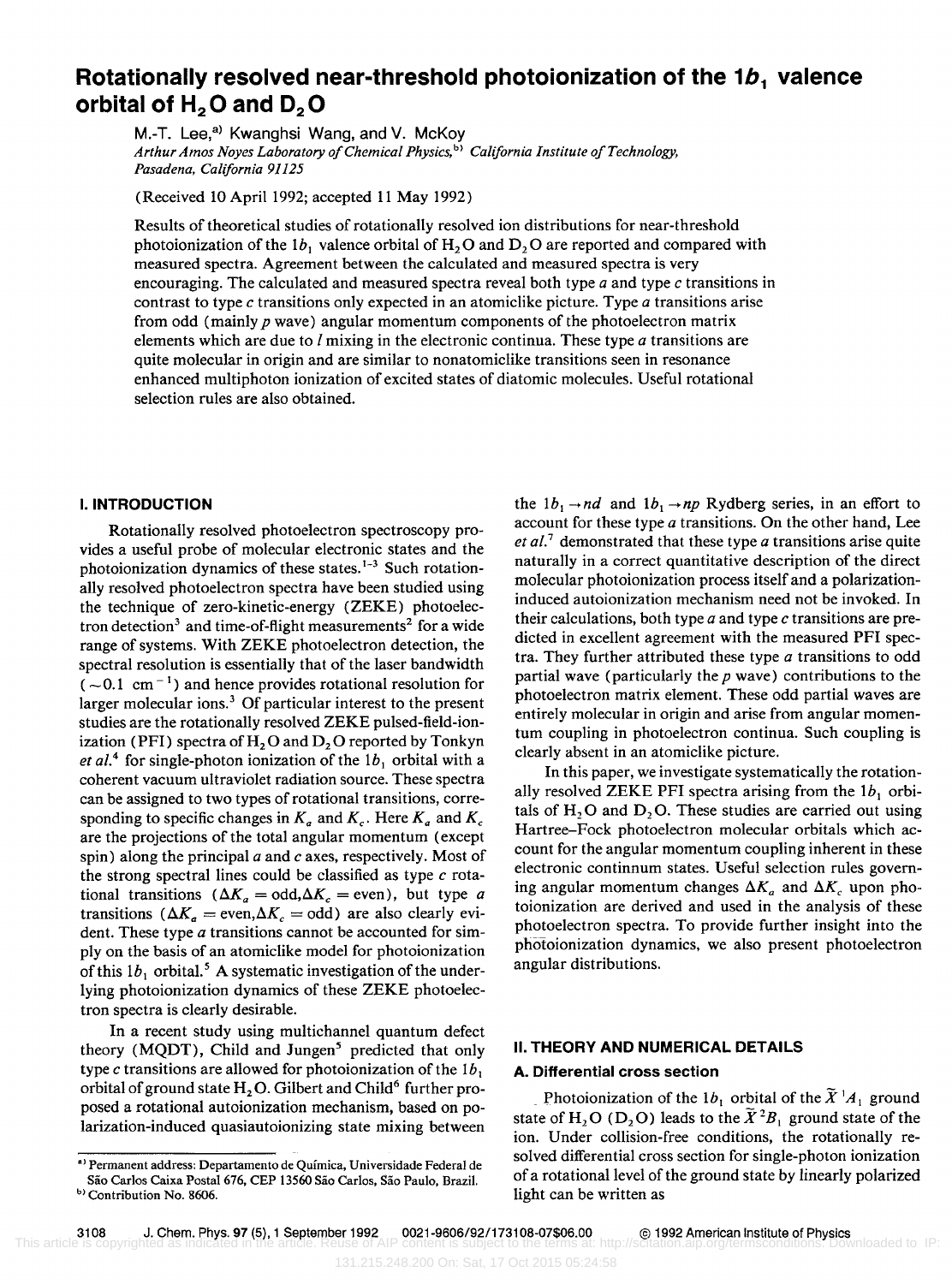# Rotationally resolved near-threshold photoionization of the $1b_1$ valence orbital of $H_2O$ and $D_2O$

M.-T. Lee,[a] Kwanghsi Wang, and V. McKoy

*Arthur Amos Noyes Laboratory of Chemical Physics,*[b] *California Institute of Technology, Pasadena, California 91125*

(Received 10 April 1992; accepted 11 May 1992)

Results of theoretical studies of rotationally resolved ion distributions for near-threshold photoionization of the $1b_1$ valence orbital of $H_2O$ and $D_2O$ are reported and compared with measured spectra. Agreement between the calculated and measured spectra is very encouraging. The calculated and measured spectra reveal both type *a* and type *c* transitions in contrast to type *c* transitions only expected in an atomiclike picture. Type *a* transitions arise from odd (mainly *p* wave) angular momentum components of the photoelectron matrix elements which are due to *l* mixing in the electronic continua. These type *a* transitions are quite molecular in origin and are similar to nonatomiclike transitions seen in resonance enhanced multiphoton ionization of excited states of diatomic molecules. Useful rotational selection rules are also obtained.

## I. INTRODUCTION

Rotationally resolved photoelectron spectroscopy provides a useful probe of molecular electronic states and the photoionization dynamics of these states.[1–3] Such rotationally resolved photoelectron spectra have been studied using the technique of zero-kinetic-energy (ZEKE) photoelectron detection[3] and time-of-flight measurements[2] for a wide range of systems. With ZEKE photoelectron detection, the spectral resolution is essentially that of the laser bandwidth ($\sim 0.1\ \text{cm}^{-1}$) and hence provides rotational resolution for larger molecular ions.[3] Of particular interest to the present studies are the rotationally resolved ZEKE pulsed-field-ionization (PFI) spectra of $H_2O$ and $D_2O$ reported by Tonkyn *et al.*[4] for single-photon ionization of the $1b_1$ orbital with a coherent vacuum ultraviolet radiation source. These spectra can be assigned to two types of rotational transitions, corresponding to specific changes in $K_a$ and $K_c$. Here $K_a$ and $K_c$ are the projections of the total angular momentum (except spin) along the principal *a* and *c* axes, respectively. Most of the strong spectral lines could be classified as type *c* rotational transitions ($\Delta K_a = \text{odd}, \Delta K_c = \text{even}$), but type *a* transitions ($\Delta K_a = \text{even}, \Delta K_c = \text{odd}$) are also clearly evident. These type *a* transitions cannot be accounted for simply on the basis of an atomiclike model for photoionization of this $1b_1$ orbital.[5] A systematic investigation of the underlying photoionization dynamics of these ZEKE photoelectron spectra is clearly desirable.

In a recent study using multichannel quantum defect theory (MQDT), Child and Jungen[5] predicted that only type *c* transitions are allowed for photoionization of the $1b_1$ orbital of ground state $H_2O$. Gilbert and Child[6] further proposed a rotational autoionization mechanism, based on polarization-induced quasiautoionizing state mixing between the $1b_1 \to nd$ and $1b_1 \to np$ Rydberg series, in an effort to account for these type *a* transitions. On the other hand, Lee *et al.*[7] demonstrated that these type *a* transitions arise quite naturally in a correct quantitative description of the direct molecular photoionization process itself and a polarization-induced autoionization mechanism need not be invoked. In their calculations, both type *a* and type *c* transitions are predicted in excellent agreement with the measured PFI spectra. They further attributed these type *a* transitions to odd partial wave (particularly the *p* wave) contributions to the photoelectron matrix element. These odd partial waves are entirely molecular in origin and arise from angular momentum coupling in photoelectron continua. Such coupling is clearly absent in an atomiclike picture.

In this paper, we investigate systematically the rotationally resolved ZEKE PFI spectra arising from the $1b_1$ orbitals of $H_2O$ and $D_2O$. These studies are carried out using Hartree–Fock photoelectron molecular orbitals which account for the angular momentum coupling inherent in these electronic continnum states. Useful selection rules governing angular momentum changes $\Delta K_a$ and $\Delta K_c$ upon photoionization are derived and used in the analysis of these photoelectron spectra. To provide further insight into the photoionization dynamics, we also present photoelectron angular distributions.

## II. THEORY AND NUMERICAL DETAILS

### A. Differential cross section

Photoionization of the $1b_1$ orbital of the $\tilde{X}\,{}^1A_1$ ground state of $H_2O$ ($D_2O$) leads to the $\tilde{X}\,{}^2B_1$ ground state of the ion. Under collision-free conditions, the rotationally resolved differential cross section for single-photon ionization of a rotational level of the ground state by linearly polarized light can be written as

[a] Permanent address: Departamento de Química, Universidade Federal de São Carlos Caixa Postal 676, CEP 13560 São Carlos, São Paulo, Brazil.

[b] Contribution No. 8606.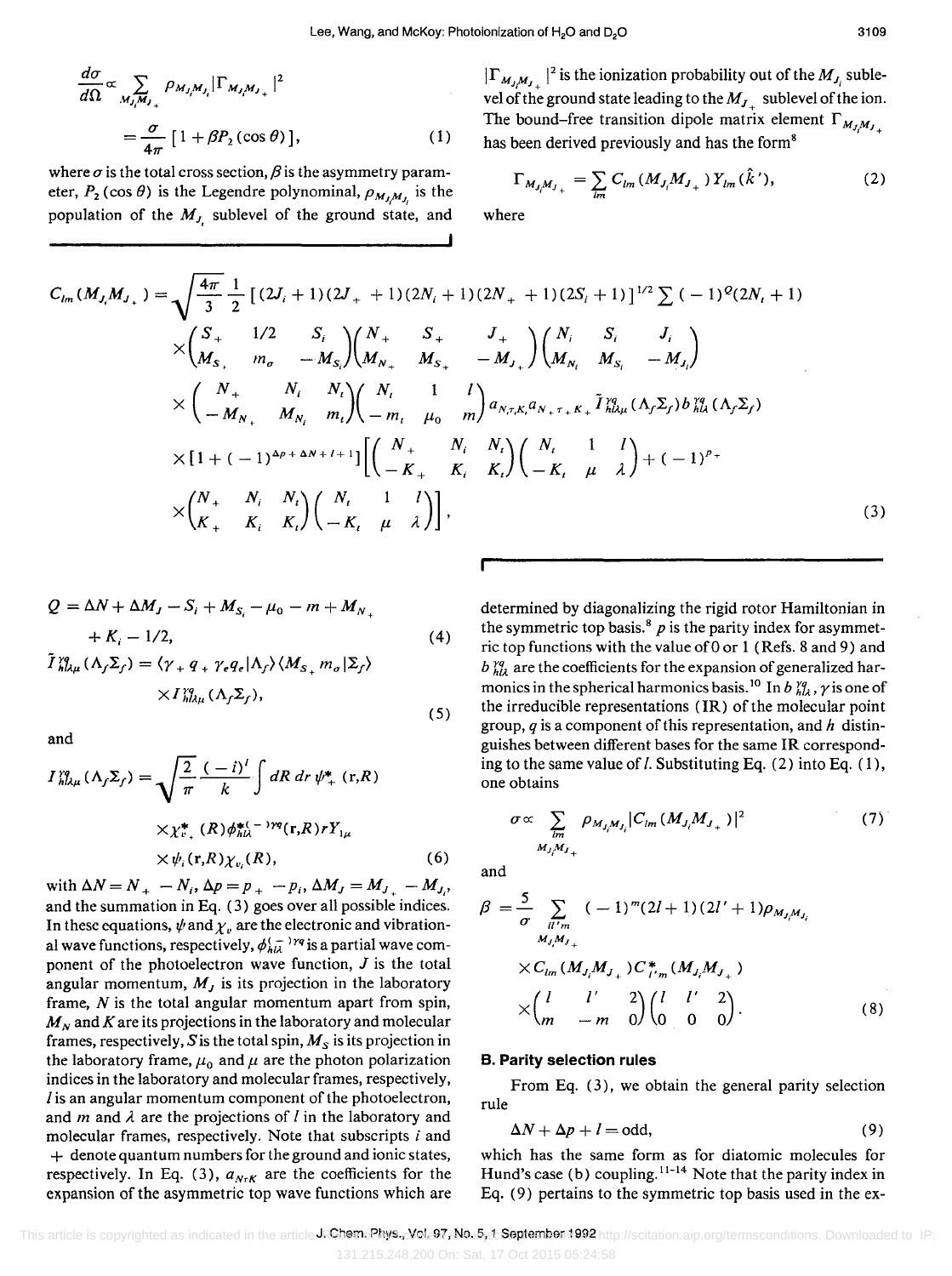$$\frac{d\sigma}{d\Omega} \propto \sum_{M_{J_i} M_{J_+}} \rho_{M_{J_i} M_{J_i}} |\Gamma_{M_{J_i} M_{J_+}}|^2$$

$$= \frac{\sigma}{4\pi} [1 + \beta P_2(\cos\theta)], \tag{1}$$

where $\sigma$ is the total cross section, $\beta$ is the asymmetry parameter, $P_2(\cos\theta)$ is the Legendre polynominal, $\rho_{M_{J_i} M_{J_i}}$ is the population of the $M_{J_i}$ sublevel of the ground state, and $|\Gamma_{M_{J_i} M_{J_+}}|^2$ is the ionization probability out of the $M_{J_i}$ sublevel of the ground state leading to the $M_{J_+}$ sublevel of the ion. The bound–free transition dipole matrix element $\Gamma_{M_{J_i} M_{J_+}}$ has been derived previously and has the form[8]

$$\Gamma_{M_{J_i} M_{J_+}} = \sum_{lm} C_{lm}(M_{J_i} M_{J_+}) Y_{lm}(\hat{k}'), \tag{2}$$

where

$$C_{lm}(M_{J_i} M_{J_+}) = \sqrt{\frac{4\pi}{3}} \frac{1}{2} [(2J_i+1)(2J_+ +1)(2N_i+1)(2N_+ +1)(2S_i+1)]^{1/2} \sum (-1)^Q (2N_t+1)$$
$$\times \begin{pmatrix} S_+ & 1/2 & S_i \\ M_{S_+} & m_\sigma & -M_{S_i} \end{pmatrix} \begin{pmatrix} N_+ & S_+ & J_+ \\ M_{N_+} & M_{S_+} & -M_{J_+} \end{pmatrix} \begin{pmatrix} N_i & S_i & J_i \\ M_{N_i} & M_{S_i} & -M_{J_i} \end{pmatrix}$$
$$\times \begin{pmatrix} N_+ & N_i & N_t \\ -M_{N_+} & M_{N_i} & m_t \end{pmatrix} \begin{pmatrix} N_t & 1 & l \\ -m_t & \mu_0 & m \end{pmatrix} a_{N_i \tau_i K_i} a_{N_+ \tau_+ K_+} \tilde{I}^{\gamma q}_{hl\lambda\mu}(\Lambda_f \Sigma_f) b^{\gamma q}_{hl\lambda}(\Lambda_f \Sigma_f)$$
$$\times [1 + (-1)^{\Delta p + \Delta N + l + 1}] \left[ \begin{pmatrix} N_+ & N_i & N_t \\ -K_+ & K_i & K_t \end{pmatrix} \begin{pmatrix} N_t & 1 & l \\ -K_t & \mu & \lambda \end{pmatrix} + (-1)^{p_+} \right.$$
$$\left. \times \begin{pmatrix} N_+ & N_i & N_t \\ K_+ & K_i & K_t \end{pmatrix} \begin{pmatrix} N_t & 1 & l \\ -K_t & \mu & \lambda \end{pmatrix} \right], \tag{3}$$

$$Q = \Delta N + \Delta M_J - S_i + M_{S_i} - \mu_0 - m + M_{N_+} + K_i - 1/2, \tag{4}$$

$$\tilde{I}^{\gamma q}_{hl\lambda\mu}(\Lambda_f \Sigma_f) = \langle \gamma_+ q_+ \gamma_e q_e | \Lambda_f \rangle \langle M_{S_+} m_\sigma | \Sigma_f \rangle \times I^{\gamma q}_{hl\lambda\mu}(\Lambda_f \Sigma_f), \tag{5}$$

and

$$I^{\gamma q}_{hl\lambda\mu}(\Lambda_f \Sigma_f) = \sqrt{\frac{2}{\pi}} \frac{(-i)^l}{k} \int dR\, dr\, \psi^*_+(\mathbf{r},R) \times \chi^*_{v_+}(R) \phi^{*(-)\gamma q}_{hl\lambda}(\mathbf{r},R) r Y_{1\mu} \times \psi_i(\mathbf{r},R) \chi_{v_i}(R), \tag{6}$$

with $\Delta N = N_+ - N_i$, $\Delta p = p_+ - p_i$, $\Delta M_J = M_{J_+} - M_{J_i}$, and the summation in Eq. (3) goes over all possible indices. In these equations, $\psi$ and $\chi_v$ are the electronic and vibrational wave functions, respectively, $\phi^{(-)\gamma q}_{hl\lambda}$ is a partial wave component of the photoelectron wave function, $J$ is the total angular momentum, $M_J$ is its projection in the laboratory frame, $N$ is the total angular momentum apart from spin, $M_N$ and $K$ are its projections in the laboratory and molecular frames, respectively, $S$ is the total spin, $M_S$ is its projection in the laboratory frame, $\mu_0$ and $\mu$ are the photon polarization indices in the laboratory and molecular frames, respectively, $l$ is an angular momentum component of the photoelectron, and $m$ and $\lambda$ are the projections of $l$ in the laboratory and molecular frames, respectively. Note that subscripts $i$ and $+$ denote quantum numbers for the ground and ionic states, respectively. In Eq. (3), $a_{N\tau K}$ are the coefficients for the expansion of the asymmetric top wave functions which are determined by diagonalizing the rigid rotor Hamiltonian in the symmetric top basis.[8] $p$ is the parity index for asymmetric top functions with the value of 0 or 1 (Refs. 8 and 9) and $b^{\gamma q}_{hl\lambda}$ are the coefficients for the expansion of generalized harmonics in the spherical harmonics basis.[10] In $b^{\gamma q}_{hl\lambda}$, $\gamma$ is one of the irreducible representations (IR) of the molecular point group, $q$ is a component of this representation, and $h$ distinguishes between different bases for the same IR corresponding to the same value of $l$. Substituting Eq. (2) into Eq. (1), one obtains

$$\sigma \propto \sum_{\substack{lm \\ M_{J_i} M_{J_+}}} \rho_{M_{J_i} M_{J_i}} |C_{lm}(M_{J_i} M_{J_+})|^2 \tag{7}$$

and

$$\beta = \frac{5}{\sigma} \sum_{\substack{ll'm \\ M_{J_i} M_{J_+}}} (-1)^m (2l+1)(2l'+1) \rho_{M_{J_i} M_{J_i}} \times C_{lm}(M_{J_i} M_{J_+}) C^*_{l'm}(M_{J_i} M_{J_+}) \times \begin{pmatrix} l & l' & 2 \\ m & -m & 0 \end{pmatrix} \begin{pmatrix} l & l' & 2 \\ 0 & 0 & 0 \end{pmatrix}. \tag{8}$$

### B. Parity selection rules

From Eq. (3), we obtain the general parity selection rule

$$\Delta N + \Delta p + l = \text{odd}, \tag{9}$$

which has the same form as for diatomic molecules for Hund's case (b) coupling.[11-14] Note that the parity index in Eq. (9) pertains to the symmetric top basis used in the ex-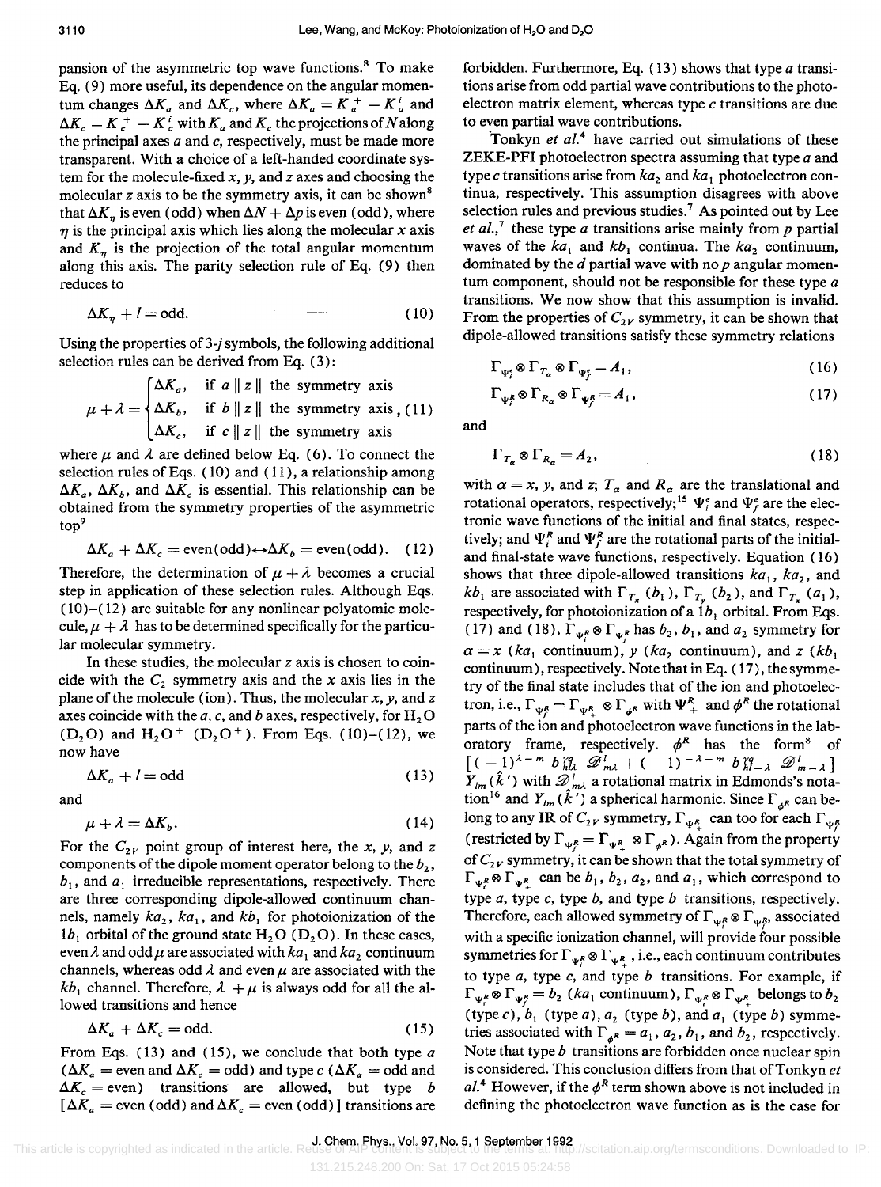pansion of the asymmetric top wave functions.[8] To make Eq. (9) more useful, its dependence on the angular momentum changes $\Delta K_a$ and $\Delta K_c$, where $\Delta K_a = K_a^+ - K_a^i$ and $\Delta K_c = K_c^+ - K_c^i$ with $K_a$ and $K_c$ the projections of $N$ along the principal axes $a$ and $c$, respectively, must be made more transparent. With a choice of a left-handed coordinate system for the molecule-fixed $x$, $y$, and $z$ axes and choosing the molecular $z$ axis to be the symmetry axis, it can be shown[8] that $\Delta K_\eta$ is even (odd) when $\Delta N + \Delta p$ is even (odd), where $\eta$ is the principal axis which lies along the molecular $x$ axis and $K_\eta$ is the projection of the total angular momentum along this axis. The parity selection rule of Eq. (9) then reduces to

$$\Delta K_\eta + l = \text{odd}. \tag{10}$$

Using the properties of 3-$j$ symbols, the following additional selection rules can be derived from Eq. (3):

$$\mu + \lambda = \begin{cases} \Delta K_a, & \text{if } a \parallel z \parallel \text{ the symmetry axis} \\ \Delta K_b, & \text{if } b \parallel z \parallel \text{ the symmetry axis} \\ \Delta K_c, & \text{if } c \parallel z \parallel \text{ the symmetry axis} \end{cases}, \tag{11}$$

where $\mu$ and $\lambda$ are defined below Eq. (6). To connect the selection rules of Eqs. (10) and (11), a relationship among $\Delta K_a$, $\Delta K_b$, and $\Delta K_c$ is essential. This relationship can be obtained from the symmetry properties of the asymmetric top[9]

$$\Delta K_a + \Delta K_c = \text{even(odd)} \leftrightarrow \Delta K_b = \text{even(odd)}. \tag{12}$$

Therefore, the determination of $\mu + \lambda$ becomes a crucial step in application of these selection rules. Although Eqs. (10)–(12) are suitable for any nonlinear polyatomic molecule, $\mu + \lambda$ has to be determined specifically for the particular molecular symmetry.

In these studies, the molecular $z$ axis is chosen to coincide with the $C_2$ symmetry axis and the $x$ axis lies in the plane of the molecule (ion). Thus, the molecular $x$, $y$, and $z$ axes coincide with the $a$, $c$, and $b$ axes, respectively, for $H_2O$ ($D_2O$) and $H_2O^+$ ($D_2O^+$). From Eqs. (10)–(12), we now have

$$\Delta K_a + l = \text{odd} \tag{13}$$

and

$$\mu + \lambda = \Delta K_b. \tag{14}$$

For the $C_{2v}$ point group of interest here, the $x$, $y$, and $z$ components of the dipole moment operator belong to the $b_2$, $b_1$, and $a_1$ irreducible representations, respectively. There are three corresponding dipole-allowed continuum channels, namely $ka_2$, $ka_1$, and $kb_1$ for photoionization of the $1b_1$ orbital of the ground state $H_2O$ ($D_2O$). In these cases, even $\lambda$ and odd $\mu$ are associated with $ka_1$ and $ka_2$ continuum channels, whereas odd $\lambda$ and even $\mu$ are associated with the $kb_1$ channel. Therefore, $\lambda + \mu$ is always odd for all the allowed transitions and hence

$$\Delta K_a + \Delta K_c = \text{odd}. \tag{15}$$

From Eqs. (13) and (15), we conclude that both type $a$ ($\Delta K_a = \text{even}$ and $\Delta K_c = \text{odd}$) and type $c$ ($\Delta K_a = \text{odd}$ and $\Delta K_c = \text{even}$) transitions are allowed, but type $b$ [$\Delta K_a = \text{even (odd)}$ and $\Delta K_c = \text{even (odd)}$] transitions are forbidden. Furthermore, Eq. (13) shows that type $a$ transitions arise from odd partial wave contributions to the photoelectron matrix element, whereas type $c$ transitions are due to even partial wave contributions.

Tonkyn *et al.*[4] have carried out simulations of these ZEKE-PFI photoelectron spectra assuming that type $a$ and type $c$ transitions arise from $ka_2$ and $ka_1$ photoelectron continua, respectively. This assumption disagrees with above selection rules and previous studies.[7] As pointed out by Lee *et al.*,[7] these type $a$ transitions arise mainly from $p$ partial waves of the $ka_1$ and $kb_1$ continua. The $ka_2$ continuum, dominated by the $d$ partial wave with no $p$ angular momentum component, should not be responsible for these type $a$ transitions. We now show that this assumption is invalid. From the properties of $C_{2v}$ symmetry, it can be shown that dipole-allowed transitions satisfy these symmetry relations

$$\Gamma_{\Psi_i^e} \otimes \Gamma_{T_\alpha} \otimes \Gamma_{\Psi_f^e} = A_1, \tag{16}$$

$$\Gamma_{\Psi_i^R} \otimes \Gamma_{R_\alpha} \otimes \Gamma_{\Psi_f^R} = A_1, \tag{17}$$

and

$$\Gamma_{T_\alpha} \otimes \Gamma_{R_\alpha} = A_2, \tag{18}$$

with $\alpha = x$, $y$, and $z$; $T_\alpha$ and $R_\alpha$ are the translational and rotational operators, respectively;[15] $\Psi_i^e$ and $\Psi_f^e$ are the electronic wave functions of the initial and final states, respectively; and $\Psi_i^R$ and $\Psi_f^R$ are the rotational parts of the initial- and final-state wave functions, respectively. Equation (16) shows that three dipole-allowed transitions $ka_1$, $ka_2$, and $kb_1$ are associated with $\Gamma_{T_x}$ ($b_1$), $\Gamma_{T_y}$ ($b_2$), and $\Gamma_{T_z}$ ($a_1$), respectively, for photoionization of a $1b_1$ orbital. From Eqs. (17) and (18), $\Gamma_{\Psi_i^R} \otimes \Gamma_{\Psi_f^R}$ has $b_2$, $b_1$, and $a_2$ symmetry for $\alpha = x$ ($ka_1$ continuum), $y$ ($ka_2$ continuum), and $z$ ($kb_1$ continuum), respectively. Note that in Eq. (17), the symmetry of the final state includes that of the ion and photoelectron, i.e., $\Gamma_{\Psi_f^R} = \Gamma_{\Psi_+^R} \otimes \Gamma_{\phi^R}$ with $\Psi_+^R$ and $\phi^R$ the rotational parts of the ion and photoelectron wave functions in the laboratory frame, respectively. $\phi^R$ has the form[8] of $[(-1)^{\lambda - m} b_{hl\lambda}^{\gamma q} \mathscr{D}_{m\lambda}^{l} + (-1)^{-\lambda - m} b_{hl-\lambda}^{\gamma q} \mathscr{D}_{m-\lambda}^{l}]$ $Y_{lm}(\hat{k}')$ with $\mathscr{D}_{m\lambda}^{l}$ a rotational matrix in Edmonds's notation[16] and $Y_{lm}(\hat{k}')$ a spherical harmonic. Since $\Gamma_{\phi^R}$ can belong to any IR of $C_{2v}$ symmetry, $\Gamma_{\Psi_+^R}$ can too for each $\Gamma_{\Psi_f^R}$ (restricted by $\Gamma_{\Psi_f^R} = \Gamma_{\Psi_+^R} \otimes \Gamma_{\phi^R}$). Again from the property of $C_{2v}$ symmetry, it can be shown that the total symmetry of $\Gamma_{\Psi_i^R} \otimes \Gamma_{\Psi_+^R}$ can be $b_1$, $b_2$, $a_2$, and $a_1$, which correspond to type $a$, type $c$, type $b$, and type $b$ transitions, respectively. Therefore, each allowed symmetry of $\Gamma_{\Psi_i^R} \otimes \Gamma_{\Psi_f^R}$, associated with a specific ionization channel, will provide four possible symmetries for $\Gamma_{\Psi_i^R} \otimes \Gamma_{\Psi_+^R}$, i.e., each continuum contributes to type $a$, type $c$, and type $b$ transitions. For example, if $\Gamma_{\Psi_i^R} \otimes \Gamma_{\Psi_f^R} = b_2$ ($ka_1$ continuum), $\Gamma_{\Psi_i^R} \otimes \Gamma_{\Psi_+^R}$ belongs to $b_2$ (type $c$), $b_1$ (type $a$), $a_2$ (type $b$), and $a_1$ (type $b$) symmetries associated with $\Gamma_{\phi^R} = a_1$, $a_2$, $b_1$, and $b_2$, respectively. Note that type $b$ transitions are forbidden once nuclear spin is considered. This conclusion differs from that of Tonkyn *et al.*[4] However, if the $\phi^R$ term shown above is not included in defining the photoelectron wave function as is the case for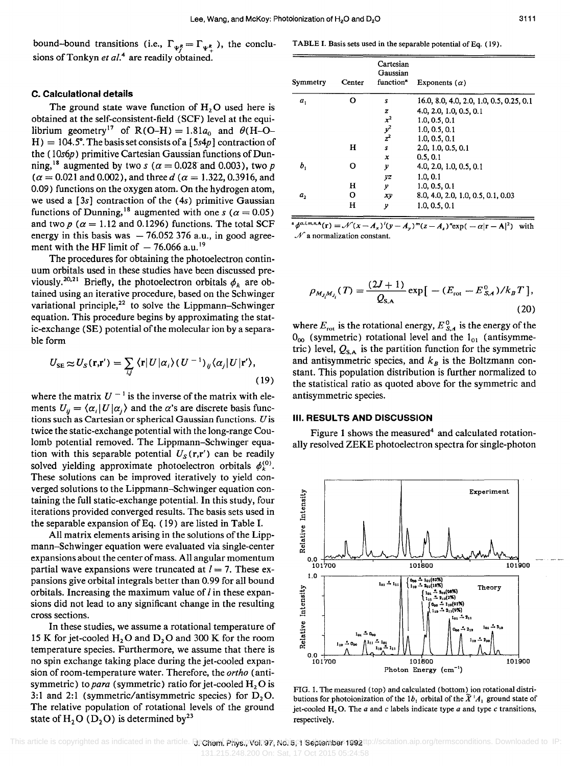bound–bound transitions (i.e., $\Gamma_{\Psi_f^R} = \Gamma_{\Psi_+^R}$), the conclusions of Tonkyn *et al.*[4] are readily obtained.

### C. Calculational details

The ground state wave function of $H_2O$ used here is obtained at the self-consistent-field (SCF) level at the equilibrium geometry[17] of $R(\text{O–H}) = 1.81a_0$ and $\theta(\text{H–O–H}) = 104.5°$. The basis set consists of a $[5s4p]$ contraction of the $(10s6p)$ primitive Cartesian Gaussian functions of Dunning,[18] augmented by two $s$ ($\alpha = 0.028$ and $0.003$), two $p$ ($\alpha = 0.021$ and $0.002$), and three $d$ ($\alpha = 1.322, 0.3916$, and $0.09$) functions on the oxygen atom. On the hydrogen atom, we used a $[3s]$ contraction of the $(4s)$ primitive Gaussian functions of Dunning,[18] augmented with one $s$ ($\alpha = 0.05$) and two $p$ ($\alpha = 1.12$ and $0.1296$) functions. The total SCF energy in this basis was $-76.052\,376$ a.u., in good agreement with the HF limit of $-76.066$ a.u.[19]

The procedures for obtaining the photoelectron continuum orbitals used in these studies have been discussed previously.[20,21] Briefly, the photoelectron orbitals $\phi_k$ are obtained using an iterative procedure, based on the Schwinger variational principle,[22] to solve the Lippmann–Schwinger equation. This procedure begins by approximating the static-exchange (SE) potential of the molecular ion by a separable form

$$U_{SE} \approx U_S(\mathbf{r},\mathbf{r}') = \sum_{ij} \langle \mathbf{r}|U|\alpha_i\rangle (U^{-1})_{ij} \langle \alpha_j|U|\mathbf{r}'\rangle, \tag{19}$$

where the matrix $U^{-1}$ is the inverse of the matrix with elements $U_{ij} = \langle \alpha_i|U|\alpha_j\rangle$ and the $\alpha$'s are discrete basis functions such as Cartesian or spherical Gaussian functions. $U$ is twice the static-exchange potential with the long-range Coulomb potential removed. The Lippmann–Schwinger equation with this separable potential $U_S(\mathbf{r},\mathbf{r}')$ can be readily solved yielding approximate photoelectron orbitals $\phi_k^{(0)}$. These solutions can be improved iteratively to yield converged solutions to the Lippmann–Schwinger equation containing the full static-exchange potential. In this study, four iterations provided converged results. The basis sets used in the separable expansion of Eq. (19) are listed in Table I.

All matrix elements arising in the solutions of the Lippmann–Schwinger equation were evaluated via single-center expansions about the center of mass. All angular momentum partial wave expansions were truncated at $l = 7$. These expansions give orbital integrals better than 0.99 for all bound orbitals. Increasing the maximum value of $l$ in these expansions did not lead to any significant change in the resulting cross sections.

In these studies, we assume a rotational temperature of 15 K for jet-cooled $H_2O$ and $D_2O$ and 300 K for the room temperature species. Furthermore, we assume that there is no spin exchange taking place during the jet-cooled expansion of room-temperature water. Therefore, the *ortho* (antisymmetric) to *para* (symmetric) ratio for jet-cooled $H_2O$ is 3:1 and 2:1 (symmetric/antisymmetric species) for $D_2O$. The relative population of rotational levels of the ground state of $H_2O$ ($D_2O$) is determined by[23]

TABLE I. Basis sets used in the separable potential of Eq. (19).

| Symmetry | Center | Cartesian Gaussian function[a] | Exponents ($\alpha$) |
|---|---|---|---|
| $a_1$ | O | $s$ | 16.0, 8.0, 4.0, 2.0, 1.0, 0.5, 0.25, 0.1 |
| | | $z$ | 4.0, 2.0, 1.0, 0.5, 0.1 |
| | | $x^2$ | 1.0, 0.5, 0.1 |
| | | $y^2$ | 1.0, 0.5, 0.1 |
| | | $z^2$ | 1.0, 0.5, 0.1 |
| | H | $s$ | 2.0, 1.0, 0.5, 0.1 |
| | | $x$ | 0.5, 0.1 |
| $b_1$ | O | $y$ | 4.0, 2.0, 1.0, 0.5, 0.1 |
| | | $yz$ | 1.0, 0.1 |
| | H | $y$ | 1.0, 0.5, 0.1 |
| $a_2$ | O | $xy$ | 8.0, 4.0, 2.0, 1.0, 0.5, 0.1, 0.03 |
| | H | $y$ | 1.0, 0.5, 0.1 |

[a] $\phi^{\alpha,l,m,n,\mathbf{A}}(\mathbf{r}) = \mathcal{N}(x-A_x)^l(y-A_y)^m(z-A_z)^n \exp(-\alpha|\mathbf{r}-\mathbf{A}|^2)$ with $\mathcal{N}$ a normalization constant.

$$\rho_{M_{J_i}M_{J_i}}(T) = \frac{(2J+1)}{Q_{S,A}} \exp[-(E_{rot} - E_{S,A}^0)/k_BT], \tag{20}$$

where $E_{rot}$ is the rotational energy, $E_{S,A}^0$ is the energy of the $0_{00}$ (symmetric) rotational level and the $1_{01}$ (antisymmetric) level, $Q_{S,A}$ is the partition function for the symmetric and antisymmetric species, and $k_B$ is the Boltzmann constant. This population distribution is further normalized to the statistical ratio as quoted above for the symmetric and antisymmetric species.

## III. RESULTS AND DISCUSSION

Figure 1 shows the measured[4] and calculated rotationally resolved ZEKE photoelectron spectra for single-photon

FIG. 1. The measured (top) and calculated (bottom) ion rotational distributions for photoionization of the $1b_1$ orbital of the $\tilde{X}\,^1A_1$ ground state of jet-cooled $H_2O$. The $a$ and $c$ labels indicate type $a$ and type $c$ transitions, respectively.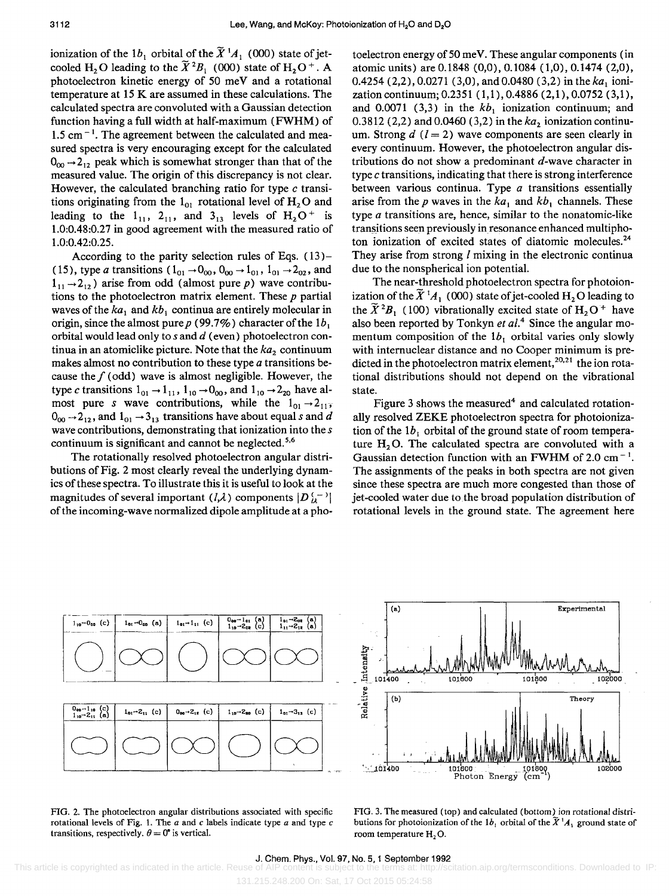ionization of the $1b_1$ orbital of the $\tilde{X}\,^1A_1$ (000) state of jet-cooled $H_2O$ leading to the $\tilde{X}\,^2B_1$ (000) state of $H_2O^+$. A photoelectron kinetic energy of 50 meV and a rotational temperature at 15 K are assumed in these calculations. The calculated spectra are convoluted with a Gaussian detection function having a full width at half-maximum (FWHM) of 1.5 $cm^{-1}$. The agreement between the calculated and measured spectra is very encouraging except for the calculated $0_{00} \rightarrow 2_{12}$ peak which is somewhat stronger than that of the measured value. The origin of this discrepancy is not clear. However, the calculated branching ratio for type *c* transitions originating from the $1_{01}$ rotational level of $H_2O$ and leading to the $1_{11}$, $2_{11}$, and $3_{13}$ levels of $H_2O^+$ is 1.0:0.48:0.27 in good agreement with the measured ratio of 1.0:0.42:0.25.

According to the parity selection rules of Eqs. (13)–(15), type *a* transitions ($1_{01} \rightarrow 0_{00}$, $0_{00} \rightarrow 1_{01}$, $1_{01} \rightarrow 2_{02}$, and $1_{11} \rightarrow 2_{12}$) arise from odd (almost pure *p*) wave contributions to the photoelectron matrix element. These *p* partial waves of the $ka_1$ and $kb_1$ continua are entirely molecular in origin, since the almost pure *p* (99.7%) character of the $1b_1$ orbital would lead only to *s* and *d* (even) photoelectron continua in an atomiclike picture. Note that the $ka_2$ continuum makes almost no contribution to these type *a* transitions because the *f* (odd) wave is almost negligible. However, the type *c* transitions $1_{01} \rightarrow 1_{11}$, $1_{10} \rightarrow 0_{00}$, and $1_{10} \rightarrow 2_{20}$ have almost pure *s* wave contributions, while the $1_{01} \rightarrow 2_{11}$, $0_{00} \rightarrow 2_{12}$, and $1_{01} \rightarrow 3_{13}$ transitions have about equal *s* and *d* wave contributions, demonstrating that ionization into the *s* continuum is significant and cannot be neglected.[5,6]

The rotationally resolved photoelectron angular distributions of Fig. 2 most clearly reveal the underlying dynamics of these spectra. To illustrate this it is useful to look at the magnitudes of several important $(l,\lambda)$ components $|D_{l\lambda}^{(-)}|$ of the incoming-wave normalized dipole amplitude at a photoelectron energy of 50 meV. These angular components (in atomic units) are 0.1848 (0,0), 0.1084 (1,0), 0.1474 (2,0), 0.4254 (2,2), 0.0271 (3,0), and 0.0480 (3,2) in the $ka_1$ ionization continuum; 0.2351 (1,1), 0.4886 (2,1), 0.0752 (3,1), and 0.0071 (3,3) in the $kb_1$ ionization continuum; and 0.3812 (2,2) and 0.0460 (3,2) in the $ka_2$ ionization continuum. Strong *d* ($l=2$) wave components are seen clearly in every continuum. However, the photoelectron angular distributions do not show a predominant *d*-wave character in type *c* transitions, indicating that there is strong interference between various continua. Type *a* transitions essentially arise from the *p* waves in the $ka_1$ and $kb_1$ channels. These type *a* transitions are, hence, similar to the nonatomic-like transitions seen previously in resonance enhanced multiphoton ionization of excited states of diatomic molecules.[24] They arise from strong *l* mixing in the electronic continua due to the nonspherical ion potential.

The near-threshold photoelectron spectra for photoionization of the $\tilde{X}\,^1A_1$ (000) state of jet-cooled $H_2O$ leading to the $\tilde{X}\,^2B_1$ (100) vibrationally excited state of $H_2O^+$ have also been reported by Tonkyn *et al.*[4] Since the angular momentum composition of the $1b_1$ orbital varies only slowly with internuclear distance and no Cooper minimum is predicted in the photoelectron matrix element,[20,21] the ion rotational distributions should not depend on the vibrational state.

Figure 3 shows the measured[4] and calculated rotationally resolved ZEKE photoelectron spectra for photoionization of the $1b_1$ orbital of the ground state of room temperature $H_2O$. The calculated spectra are convoluted with a Gaussian detection function with an FWHM of 2.0 $cm^{-1}$. The assignments of the peaks in both spectra are not given since these spectra are much more congested than those of jet-cooled water due to the broad population distribution of rotational levels in the ground state. The agreement here

FIG. 2. The photoelectron angular distributions associated with specific rotational levels of Fig. 1. The *a* and *c* labels indicate type *a* and type *c* transitions, respectively. $\theta = 0°$ is vertical.

FIG. 3. The measured (top) and calculated (bottom) ion rotational distributions for photoionization of the $1b_1$ orbital of the $\tilde{X}\,^1A_1$ ground state of room temperature $H_2O$.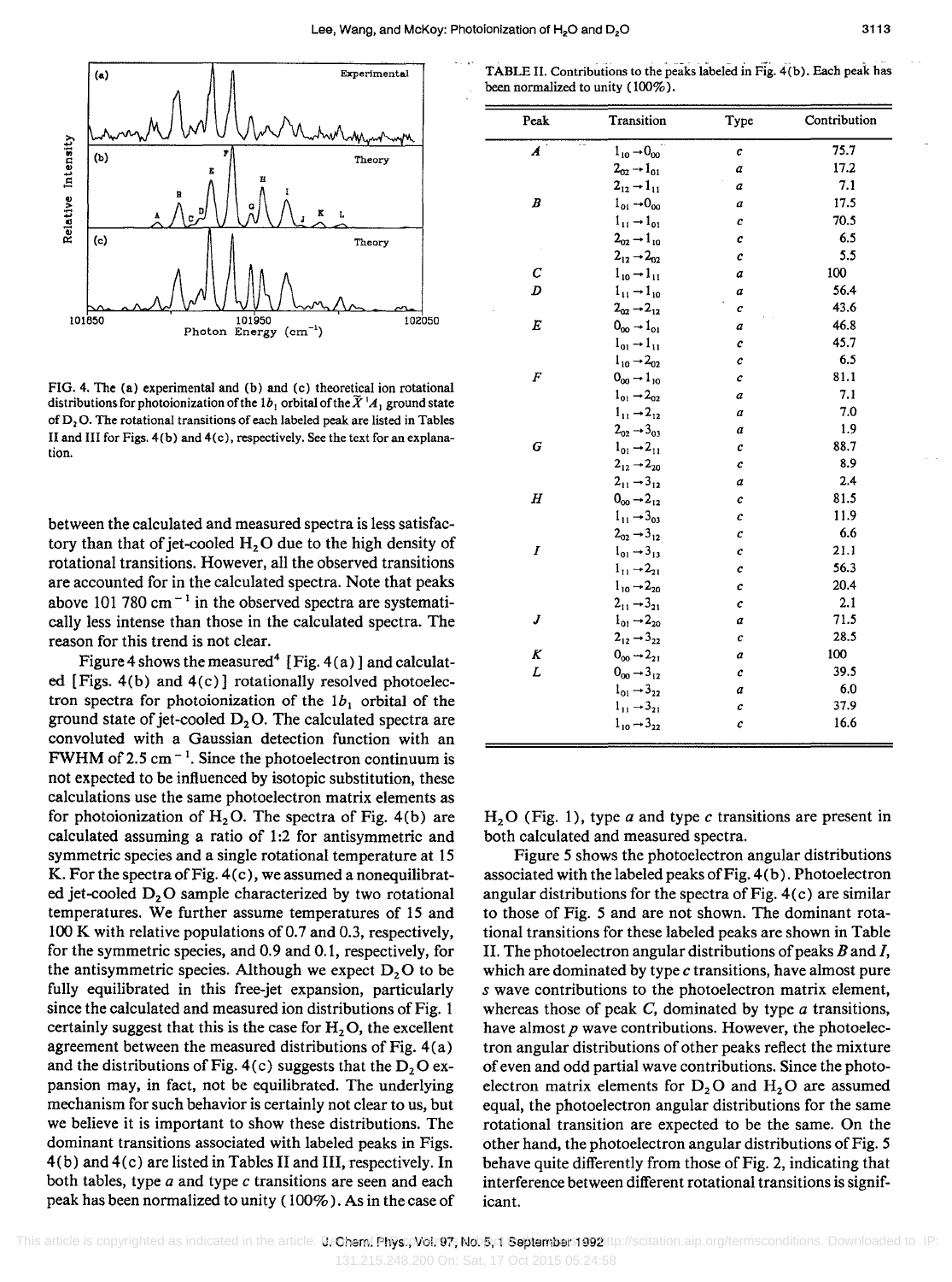FIG. 4. The (a) experimental and (b) and (c) theoretical ion rotational distributions for photoionization of the $1b_1$ orbital of the $\tilde{X}\ ^1A_1$ ground state of $D_2O$. The rotational transitions of each labeled peak are listed in Tables II and III for Figs. 4(b) and 4(c), respectively. See the text for an explanation.

between the calculated and measured spectra is less satisfactory than that of jet-cooled $H_2O$ due to the high density of rotational transitions. However, all the observed transitions are accounted for in the calculated spectra. Note that peaks above 101 780 $cm^{-1}$ in the observed spectra are systematically less intense than those in the calculated spectra. The reason for this trend is not clear.

Figure 4 shows the measured[4] [Fig. 4(a)] and calculated [Figs. 4(b) and 4(c)] rotationally resolved photoelectron spectra for photoionization of the $1b_1$ orbital of the ground state of jet-cooled $D_2O$. The calculated spectra are convoluted with a Gaussian detection function with an FWHM of 2.5 $cm^{-1}$. Since the photoelectron continuum is not expected to be influenced by isotopic substitution, these calculations use the same photoelectron matrix elements as for photoionization of $H_2O$. The spectra of Fig. 4(b) are calculated assuming a ratio of 1:2 for antisymmetric and symmetric species and a single rotational temperature at 15 K. For the spectra of Fig. 4(c), we assumed a nonequilibrated jet-cooled $D_2O$ sample characterized by two rotational temperatures. We further assume temperatures of 15 and 100 K with relative populations of 0.7 and 0.3, respectively, for the symmetric species, and 0.9 and 0.1, respectively, for the antisymmetric species. Although we expect $D_2O$ to be fully equilibrated in this free-jet expansion, particularly since the calculated and measured ion distributions of Fig. 1 certainly suggest that this is the case for $H_2O$, the excellent agreement between the measured distributions of Fig. 4(a) and the distributions of Fig. 4(c) suggests that the $D_2O$ expansion may, in fact, not be equilibrated. The underlying mechanism for such behavior is certainly not clear to us, but we believe it is important to show these distributions. The dominant transitions associated with labeled peaks in Figs. 4(b) and 4(c) are listed in Tables II and III, respectively. In both tables, type *a* and type *c* transitions are seen and each peak has been normalized to unity (100%). As in the case of $H_2O$ (Fig. 1), type *a* and type *c* transitions are present in both calculated and measured spectra.

Figure 5 shows the photoelectron angular distributions associated with the labeled peaks of Fig. 4(b). Photoelectron angular distributions for the spectra of Fig. 4(c) are similar to those of Fig. 5 and are not shown. The dominant rotational transitions for these labeled peaks are shown in Table II. The photoelectron angular distributions of peaks *B* and *I*, which are dominated by type *c* transitions, have almost pure *s* wave contributions to the photoelectron matrix element, whereas those of peak *C*, dominated by type *a* transitions, have almost *p* wave contributions. However, the photoelectron angular distributions of other peaks reflect the mixture of even and odd partial wave contributions. Since the photoelectron matrix elements for $D_2O$ and $H_2O$ are assumed equal, the photoelectron angular distributions for the same rotational transition are expected to be the same. On the other hand, the photoelectron angular distributions of Fig. 5 behave quite differently from those of Fig. 2, indicating that interference between different rotational transitions is significant.

TABLE II. Contributions to the peaks labeled in Fig. 4(b). Each peak has been normalized to unity (100%).

| Peak | Transition | Type | Contribution |
|---|---|---|---|
| *A* | $1_{10}\rightarrow 0_{00}$ | *c* | 75.7 |
| | $2_{02}\rightarrow 1_{01}$ | *a* | 17.2 |
| | $2_{12}\rightarrow 1_{11}$ | *a* | 7.1 |
| *B* | $1_{01}\rightarrow 0_{00}$ | *a* | 17.5 |
| | $1_{11}\rightarrow 1_{01}$ | *c* | 70.5 |
| | $2_{02}\rightarrow 1_{10}$ | *c* | 6.5 |
| | $2_{12}\rightarrow 2_{02}$ | *c* | 5.5 |
| *C* | $1_{10}\rightarrow 1_{11}$ | *a* | 100 |
| *D* | $1_{11}\rightarrow 1_{10}$ | *a* | 56.4 |
| | $2_{02}\rightarrow 2_{12}$ | *c* | 43.6 |
| *E* | $0_{00}\rightarrow 1_{01}$ | *a* | 46.8 |
| | $1_{01}\rightarrow 1_{11}$ | *c* | 45.7 |
| | $1_{10}\rightarrow 2_{02}$ | *c* | 6.5 |
| *F* | $0_{00}\rightarrow 1_{10}$ | *c* | 81.1 |
| | $1_{01}\rightarrow 2_{02}$ | *a* | 7.1 |
| | $1_{11}\rightarrow 2_{12}$ | *a* | 7.0 |
| | $2_{02}\rightarrow 3_{03}$ | *a* | 1.9 |
| *G* | $1_{01}\rightarrow 2_{11}$ | *c* | 88.7 |
| | $2_{12}\rightarrow 2_{20}$ | *c* | 8.9 |
| | $2_{11}\rightarrow 3_{12}$ | *a* | 2.4 |
| *H* | $0_{00}\rightarrow 2_{12}$ | *c* | 81.5 |
| | $1_{11}\rightarrow 3_{03}$ | *c* | 11.9 |
| | $2_{02}\rightarrow 3_{12}$ | *c* | 6.6 |
| *I* | $1_{01}\rightarrow 3_{13}$ | *c* | 21.1 |
| | $1_{11}\rightarrow 2_{21}$ | *c* | 56.3 |
| | $1_{10}\rightarrow 2_{20}$ | *c* | 20.4 |
| | $2_{11}\rightarrow 3_{21}$ | *c* | 2.1 |
| *J* | $1_{01}\rightarrow 2_{20}$ | *a* | 71.5 |
| | $2_{12}\rightarrow 3_{22}$ | *c* | 28.5 |
| *K* | $0_{00}\rightarrow 2_{21}$ | *a* | 100 |
| *L* | $0_{00}\rightarrow 3_{12}$ | *c* | 39.5 |
| | $1_{01}\rightarrow 3_{22}$ | *a* | 6.0 |
| | $1_{11}\rightarrow 3_{21}$ | *c* | 37.9 |
| | $1_{10}\rightarrow 3_{22}$ | *c* | 16.6 |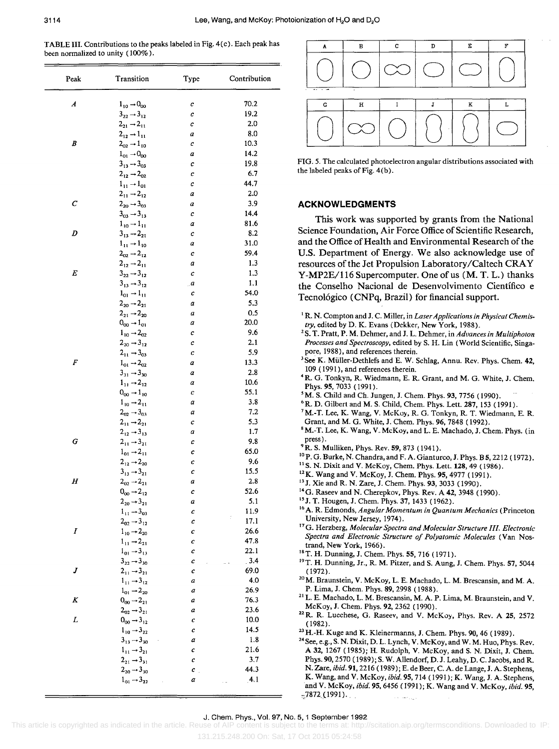TABLE III. Contributions to the peaks labeled in Fig. 4(c). Each peak has been normalized to unity (100%).

| Peak | Transition | Type | Contribution |
|---|---|---|---|
| *A* | $1_{10} \rightarrow 0_{00}$ | *c* | 70.2 |
| | $3_{22} \rightarrow 3_{12}$ | *c* | 19.2 |
| | $2_{21} \rightarrow 2_{11}$ | *c* | 2.0 |
| | $2_{12} \rightarrow 1_{11}$ | *a* | 8.0 |
| *B* | $2_{02} \rightarrow 1_{10}$ | *c* | 10.3 |
| | $1_{01} \rightarrow 0_{00}$ | *a* | 14.2 |
| | $3_{13} \rightarrow 3_{03}$ | *c* | 19.8 |
| | $2_{12} \rightarrow 2_{02}$ | *c* | 6.7 |
| | $1_{11} \rightarrow 1_{01}$ | *c* | 44.7 |
| | $2_{11} \rightarrow 2_{12}$ | *a* | 2.0 |
| *C* | $2_{20} \rightarrow 3_{03}$ | *a* | 3.9 |
| | $3_{03} \rightarrow 3_{13}$ | *c* | 14.4 |
| | $1_{10} \rightarrow 1_{11}$ | *a* | 81.6 |
| *D* | $3_{13} \rightarrow 2_{21}$ | *c* | 8.2 |
| | $1_{11} \rightarrow 1_{10}$ | *a* | 31.0 |
| | $2_{02} \rightarrow 2_{12}$ | *c* | 59.4 |
| | $2_{12} \rightarrow 2_{11}$ | *a* | 1.3 |
| *E* | $3_{22} \rightarrow 3_{12}$ | *c* | 1.3 |
| | $3_{13} \rightarrow 3_{12}$ | *a* | 1.1 |
| | $1_{01} \rightarrow 1_{11}$ | *c* | 54.0 |
| | $2_{20} \rightarrow 2_{21}$ | *a* | 5.3 |
| | $2_{21} \rightarrow 2_{20}$ | *a* | 0.5 |
| | $0_{00} \rightarrow 1_{01}$ | *a* | 20.0 |
| | $1_{10} \rightarrow 2_{02}$ | *c* | 9.6 |
| | $2_{20} \rightarrow 3_{12}$ | *c* | 2.1 |
| | $2_{11} \rightarrow 3_{03}$ | *c* | 5.9 |
| *F* | $1_{01} \rightarrow 2_{02}$ | *a* | 13.3 |
| | $3_{31} \rightarrow 3_{30}$ | *a* | 2.8 |
| | $1_{11} \rightarrow 2_{12}$ | *a* | 10.6 |
| | $0_{00} \rightarrow 1_{10}$ | *c* | 55.1 |
| | $1_{10} \rightarrow 2_{11}$ | *a* | 3.8 |
| | $2_{02} \rightarrow 3_{03}$ | *a* | 7.2 |
| | $2_{11} \rightarrow 2_{21}$ | *c* | 5.3 |
| | $2_{12} \rightarrow 3_{13}$ | *a* | 1.7 |
| *G* | $2_{11} \rightarrow 3_{21}$ | *c* | 9.8 |
| | $1_{01} \rightarrow 2_{11}$ | *c* | 65.0 |
| | $2_{12} \rightarrow 2_{20}$ | *c* | 9.6 |
| | $3_{13} \rightarrow 3_{21}$ | *c* | 15.5 |
| *H* | $2_{02} \rightarrow 2_{21}$ | *a* | 2.8 |
| | $0_{00} \rightarrow 2_{12}$ | *c* | 52.6 |
| | $2_{20} \rightarrow 3_{21}$ | *a* | 5.1 |
| | $1_{11} \rightarrow 3_{03}$ | *c* | 11.9 |
| | $2_{02} \rightarrow 3_{12}$ | *c* | 17.1 |
| *I* | $1_{10} \rightarrow 2_{20}$ | *c* | 26.6 |
| | $1_{11} \rightarrow 2_{21}$ | *c* | 47.8 |
| | $1_{01} \rightarrow 3_{13}$ | *c* | 22.1 |
| | $3_{22} \rightarrow 3_{30}$ | *c* | 3.4 |
| *J* | $2_{11} \rightarrow 3_{21}$ | *c* | 69.0 |
| | $1_{11} \rightarrow 3_{12}$ | *a* | 4.0 |
| | $1_{01} \rightarrow 2_{20}$ | *a* | 26.9 |
| *K* | $0_{00} \rightarrow 2_{21}$ | *a* | 76.3 |
| | $2_{02} \rightarrow 3_{21}$ | *a* | 23.6 |
| *L* | $0_{00} \rightarrow 3_{12}$ | *c* | 10.0 |
| | $1_{10} \rightarrow 3_{22}$ | *c* | 14.5 |
| | $3_{13} \rightarrow 3_{30}$ | *a* | 1.8 |
| | $1_{11} \rightarrow 3_{21}$ | *c* | 21.6 |
| | $2_{21} \rightarrow 3_{31}$ | *c* | 3.7 |
| | $2_{20} \rightarrow 3_{30}$ | *c* | 44.3 |
| | $1_{01} \rightarrow 3_{22}$ | *a* | 4.1 |

A B C D E F

G H I J K L

FIG. 5. The calculated photoelectron angular distributions associated with the labeled peaks of Fig. 4(b).

## ACKNOWLEDGMENTS

This work was supported by grants from the National Science Foundation, Air Force Office of Scientific Research, and the Office of Health and Environmental Research of the U.S. Department of Energy. We also acknowledge use of resources of the Jet Propulsion Laboratory/Caltech CRAY Y-MP2E/116 Supercomputer. One of us (M. T. L.) thanks the Conselho Nacional de Desenvolvimento Científico e Tecnológico (CNPq, Brazil) for financial support.

[1] R. N. Compton and J. C. Miller, in *Laser Applications in Physical Chemistry*, edited by D. K. Evans (Dekker, New York, 1988).

[2] S. T. Pratt, P. M. Dehmer, and J. L. Dehmer, in *Advances in Multiphoton Processes and Spectroscopy*, edited by S. H. Lin (World Scientific, Singapore, 1988), and references therein.

[3] See K. Müller-Dethlefs and E. W. Schlag, Annu. Rev. Phys. Chem. **42**, 109 (1991), and references therein.

[4] R. G. Tonkyn, R. Wiedmann, E. R. Grant, and M. G. White, J. Chem. Phys. **95**, 7033 (1991).

[5] M. S. Child and Ch. Jungen, J. Chem. Phys. **93**, 7756 (1990).

[6] R. D. Gilbert and M. S. Child, Chem. Phys. Lett. **287**, 153 (1991).

[7] M.-T. Lee, K. Wang, V. McKoy, R. G. Tonkyn, R. T. Wiedmann, E. R. Grant, and M. G. White, J. Chem. Phys. **96**, 7848 (1992).

[8] M.-T. Lee, K. Wang, V. McKoy, and L. E. Machado, J. Chem. Phys. (in press).

[9] R. S. Mulliken, Phys. Rev. **59**, 873 (1941).

[10] P. G. Burke, N. Chandra, and F. A. Gianturco, J. Phys. B **5**, 2212 (1972).

[11] S. N. Dixit and V. McKoy, Chem. Phys. Lett. **128**, 49 (1986).

[12] K. Wang and V. McKoy, J. Chem. Phys. **95**, 4977 (1991).

[13] J. Xie and R. N. Zare, J. Chem. Phys. **93**, 3033 (1990).

[14] G. Raseev and N. Cherepkov, Phys. Rev. A **42**, 3948 (1990).

[15] J. T. Hougen, J. Chem. Phys. **37**, 1433 (1962).

[16] A. R. Edmonds, *Angular Momentum in Quantum Mechanics* (Princeton University, New Jersey, 1974).

[17] G. Herzberg, *Molecular Spectra and Molecular Structure III. Electronic Spectra and Electronic Structure of Polyatomic Molecules* (Van Nostrand, New York, 1966).

[18] T. H. Dunning, J. Chem. Phys. **55**, 716 (1971).

[19] T. H. Dunning, Jr., R. M. Pitzer, and S. Aung, J. Chem. Phys. **57**, 5044 (1972).

[20] M. Braunstein, V. McKoy, L. E. Machado, L. M. Brescansin, and M. A. P. Lima, J. Chem. Phys. **89**, 2998 (1988).

[21] L. E. Machado, L. M. Brescansin, M. A. P. Lima, M. Braunstein, and V. McKoy, J. Chem. Phys. **92**, 2362 (1990).

[22] R. R. Lucchese, G. Raseev, and V. McKoy, Phys. Rev. A **25**, 2572 (1982).

[23] H.-H. Kuge and K. Kleinermanns, J. Chem. Phys. **90**, 46 (1989).

[24] See, e.g., S. N. Dixit, D. L. Lynch, V. McKoy, and W. M. Huo, Phys. Rev. A **32**, 1267 (1985); H. Rudolph, V. McKoy, and S. N. Dixit, J. Chem. Phys. **90**, 2570 (1989); S. W. Allendorf, D. J. Leahy, D. C. Jacobs, and R. N. Zare, *ibid.* **91**, 2216 (1989); E. de Beer, C. A. de Lange, J. A. Stephens, K. Wang, and V. McKoy, *ibid.* **95**, 714 (1991); K. Wang, J. A. Stephens, and V. McKoy, *ibid.* **95**, 6456 (1991); K. Wang and V. McKoy, *ibid.* **95**, 7872 (1991).